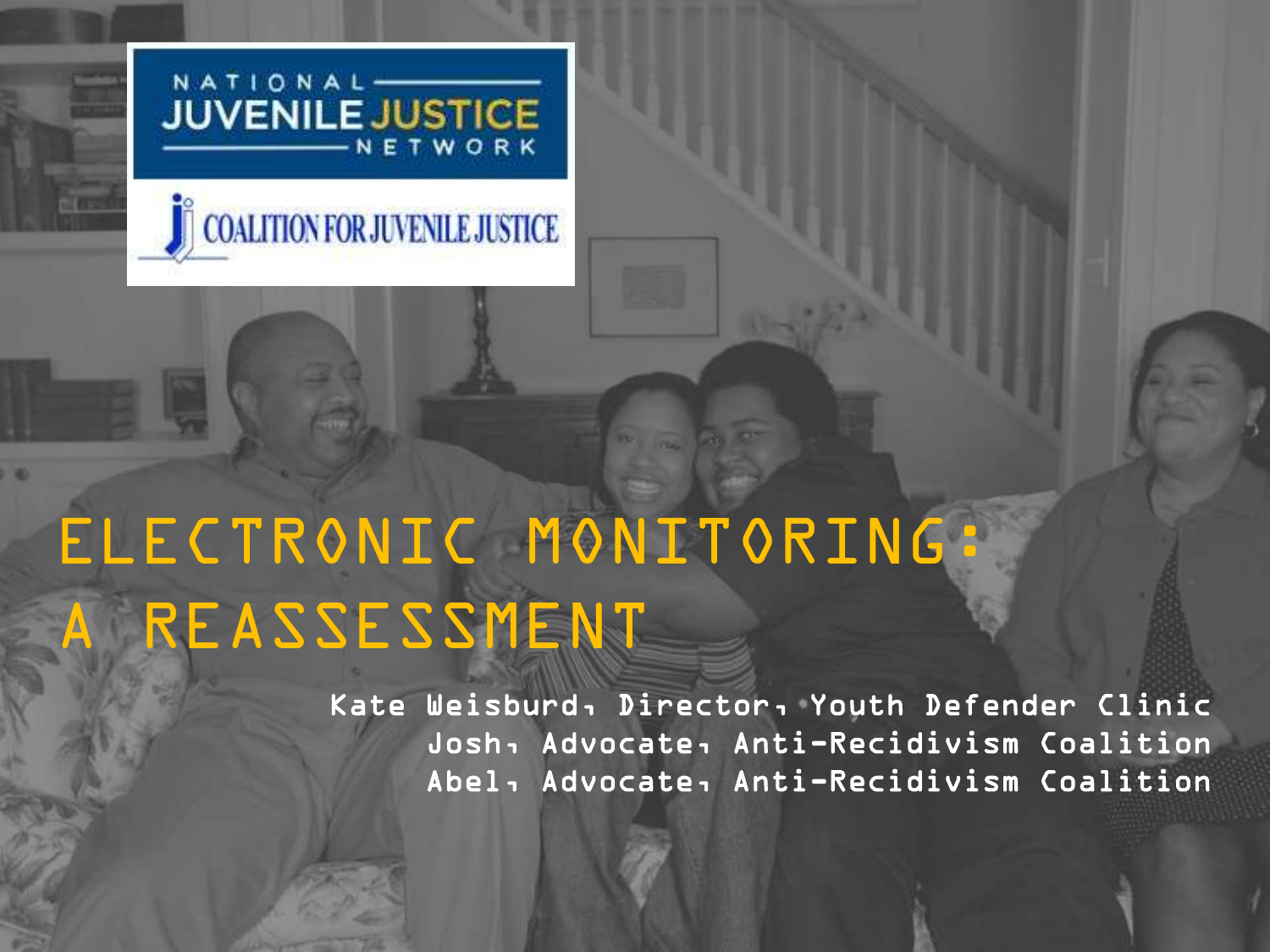NATIONAL JUVENILE JUSTICE NETWORK

COALITION FOR JUVENILE JUSTICE

# ELECTRONIC MONITORING: A REASSESSMENT

Kate Weisburd, Director, Youth Defender Clinic
Josh, Advocate, Anti-Recidivism Coalition
Abel, Advocate, Anti-Recidivism Coalition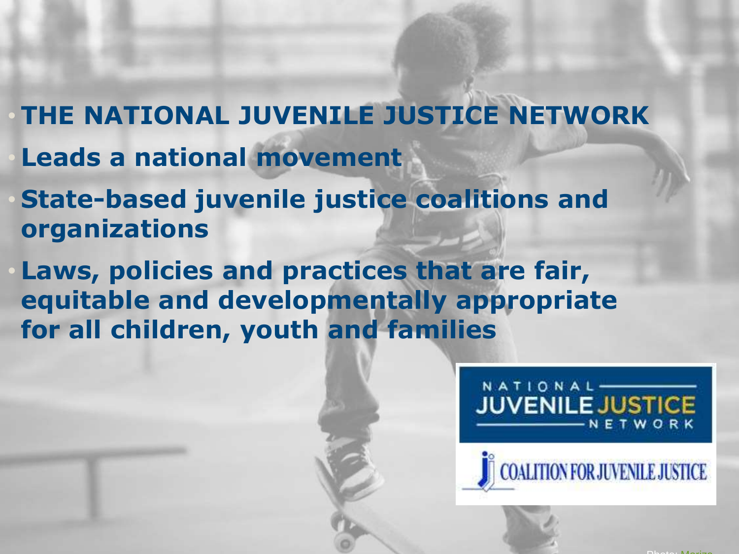- **THE NATIONAL JUVENILE JUSTICE NETWORK**
- **Leads a national movement**
- **State-based juvenile justice coalitions and organizations**
- **Laws, policies and practices that are fair, equitable and developmentally appropriate for all children, youth and families**

NATIONAL JUVENILE JUSTICE NETWORK

COALITION FOR JUVENILE JUSTICE

Photo: Marizo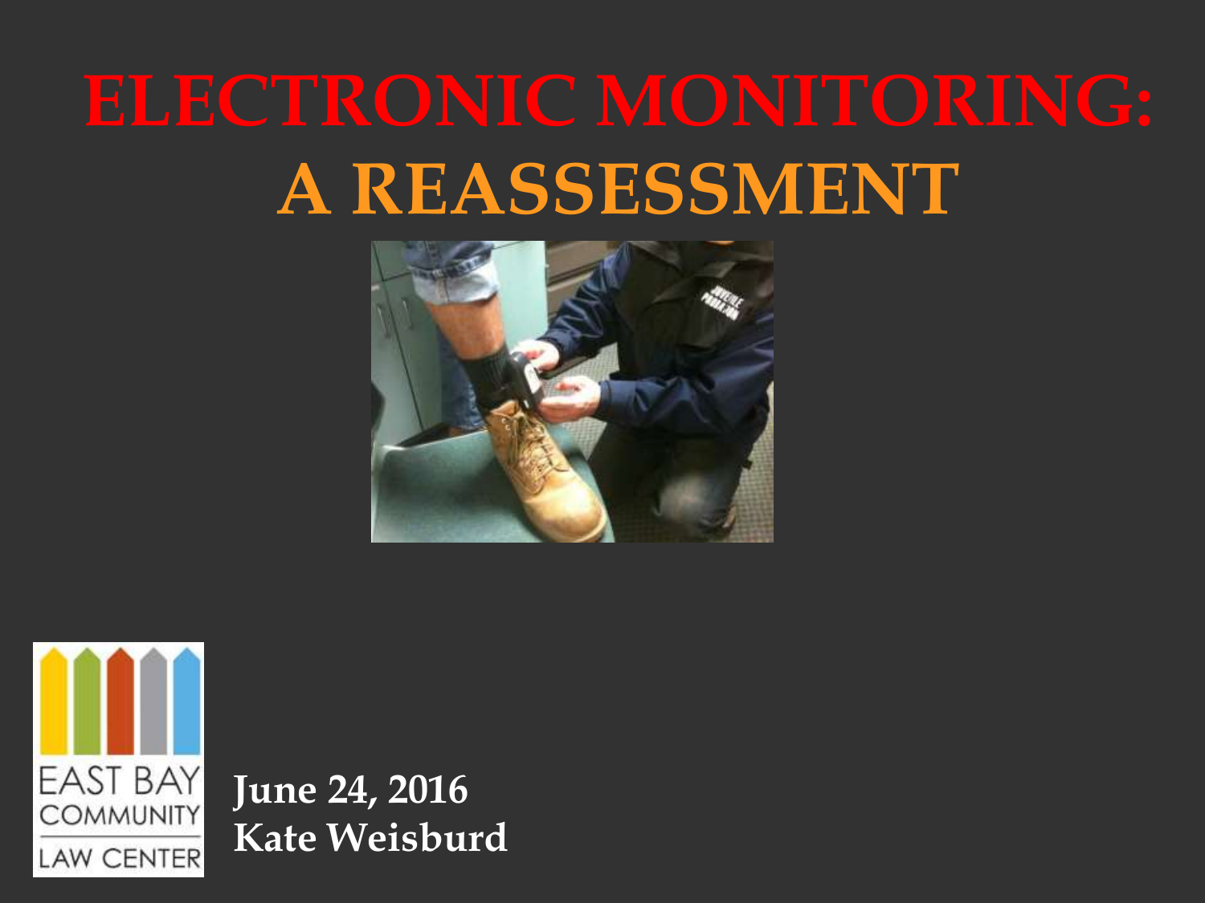# ELECTRONIC MONITORING: A REASSESSMENT

EAST BAY COMMUNITY LAW CENTER

**June 24, 2016**
**Kate Weisburd**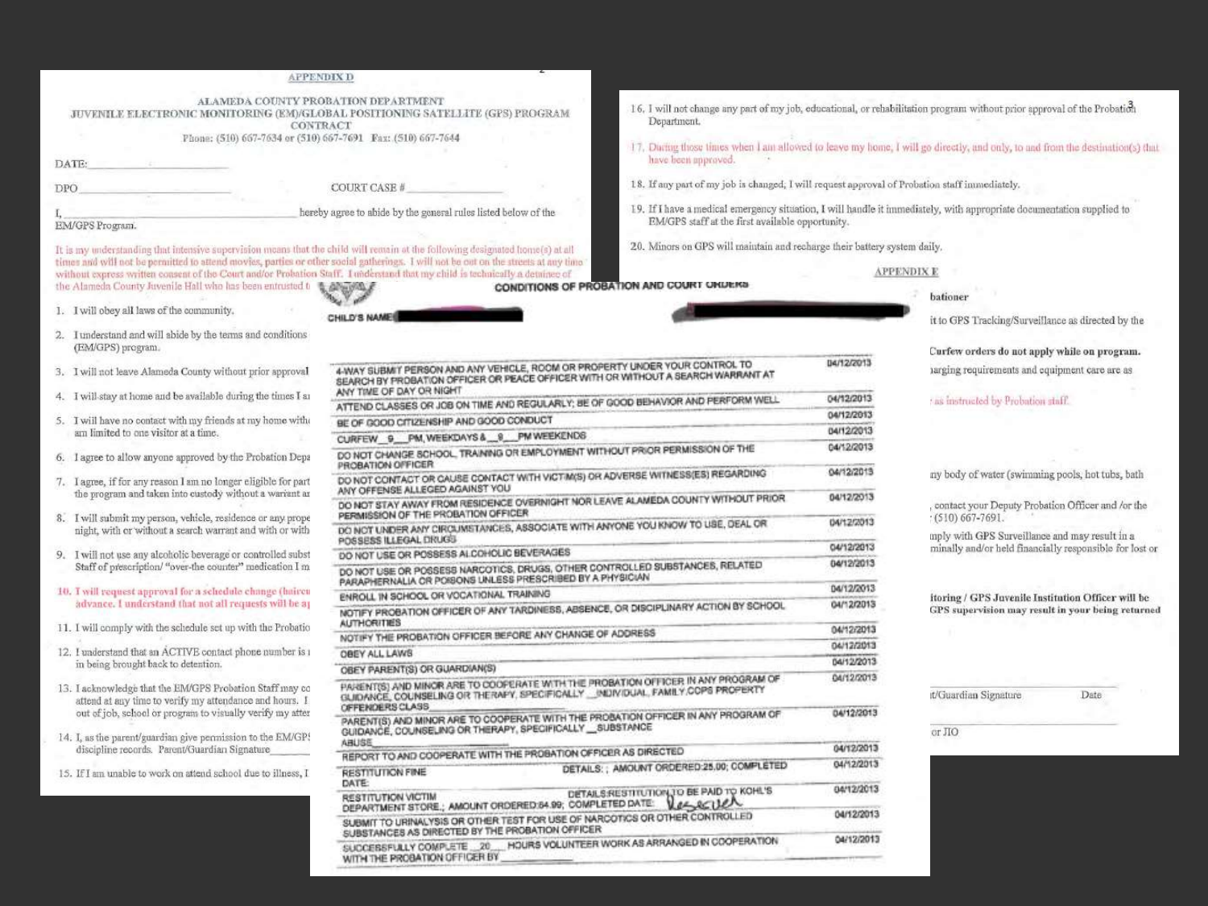APPENDIX D

ALAMEDA COUNTY PROBATION DEPARTMENT
JUVENILE ELECTRONIC MONITORING (EM)/GLOBAL POSITIONING SATELLITE (GPS) PROGRAM
CONTRACT
Phone: (510) 667-7634 or (510) 667-7691 Fax: (510) 667-7644

DATE: ____________

DPO ____________ COURT CASE # ____________

I, ____________ hereby agree to abide by the general rules listed below of the EM/GPS Program.

It is my understanding that intensive supervision means that the child will remain at the following designated home(s) at all times and will not be permitted to attend movies, parties or other social gatherings. I will not be out on the streets at any time without express written consent of the Court and/or Probation Staff. I understand that my child is technically a detainee of the Alameda County Juvenile Hall who has been entrusted t

1. I will obey all laws of the community.
2. I understand and will abide by the terms and conditions (EM/GPS) program.
3. I will not leave Alameda County without prior approval
4. I will stay at home and be available during the times I a
5. I will have no contact with my friends at my home with am limited to one visitor at a time.
6. I agree to allow anyone approved by the Probation Depa
7. I agree, if for any reason I am no longer eligible for part the program and taken into custody without a warrant a
8. I will submit my person, vehicle, residence or any prope night, with or without a search warrant and with or with
9. I will not use any alcoholic beverage or controlled subst Staff of prescription/ "over-the counter" medication I m
10. I will request approval for a schedule change (haircu advance. I understand that not all requests will be a
11. I will comply with the schedule set up with the Probatio
12. I understand that an ACTIVE contact phone number is in being brought back to detention.
13. I acknowledge that the EM/GPS Probation Staff may co attend at any time to verify my attendance and hours. I out of job, school or program to visually verify my atte
14. I, as the parent/guardian give permission to the EM/GP discipline records. Parent/Guardian Signature____
15. If I am unable to work on attend school due to illness, I

16. I will not change any part of my job, educational, or rehabilitation program without prior approval of the Probation Department.
17. During those times when I am allowed to leave my home, I will go directly, and only, to and from the destination(s) that have been approved.
18. If any part of my job is changed, I will request approval of Probation staff immediately.
19. If I have a medical emergency situation, I will handle it immediately, with appropriate documentation supplied to EM/GPS staff at the first available opportunity.
20. Minors on GPS will maintain and recharge their battery system daily.

APPENDIX E

bationer

it to GPS Tracking/Surveillance as directed by the

**Curfew orders do not apply while on program.**
harging requirements and equipment care are as

as instructed by Probation staff.

ny body of water (swimming pools, hot tubs, bath

contact your Deputy Probation Officer and /or the (510) 667-7691.

mply with GPS Surveillance and may result in a minally and/or held financially responsible for lost or

**itoring / GPS Juvenile Institution Officer will be GPS supervision may result in your being returned**

t/Guardian Signature Date

or JIO

**CONDITIONS OF PROBATION AND COURT ORDERS**

CHILD'S NAME

| Condition | Date |
|---|---|
| 4-WAY SUBMIT PERSON AND ANY VEHICLE, ROOM OR PROPERTY UNDER YOUR CONTROL TO SEARCH BY PROBATION OFFICER OR PEACE OFFICER WITH OR WITHOUT A SEARCH WARRANT AT ANY TIME OF DAY OR NIGHT | 04/12/2013 |
| ATTEND CLASSES OR JOB ON TIME AND REGULARLY; BE OF GOOD BEHAVIOR AND PERFORM WELL | 04/12/2013 |
| BE OF GOOD CITIZENSHIP AND GOOD CONDUCT | 04/12/2013 |
| CURFEW _9_ PM, WEEKDAYS & _9_ PM WEEKENDS | 04/12/2013 |
| DO NOT CHANGE SCHOOL, TRAINING OR EMPLOYMENT WITHOUT PRIOR PERMISSION OF THE PROBATION OFFICER | 04/12/2013 |
| DO NOT CONTACT OR CAUSE CONTACT WITH VICTIM(S) OR ADVERSE WITNESS(ES) REGARDING ANY OFFENSE ALLEGED AGAINST YOU | 04/12/2013 |
| DO NOT STAY AWAY FROM RESIDENCE OVERNIGHT NOR LEAVE ALAMEDA COUNTY WITHOUT PRIOR PERMISSION OF THE PROBATION OFFICER | 04/12/2013 |
| DO NOT UNDER ANY CIRCUMSTANCES, ASSOCIATE WITH ANYONE YOU KNOW TO USE, DEAL OR POSSESS ILLEGAL DRUGS | 04/12/2013 |
| DO NOT USE OR POSSESS ALCOHOLIC BEVERAGES | 04/12/2013 |
| DO NOT USE OR POSSESS NARCOTICS, DRUGS, OTHER CONTROLLED SUBSTANCES, RELATED PARAPHERNALIA OR POISONS UNLESS PRESCRIBED BY A PHYSICIAN | 04/12/2013 |
| ENROLL IN SCHOOL OR VOCATIONAL TRAINING | 04/12/2013 |
| NOTIFY PROBATION OFFICER OF ANY TARDINESS, ABSENCE, OR DISCIPLINARY ACTION BY SCHOOL AUTHORITIES | 04/12/2013 |
| NOTIFY THE PROBATION OFFICER BEFORE ANY CHANGE OF ADDRESS | 04/12/2013 |
| OBEY ALL LAWS | 04/12/2013 |
| OBEY PARENT(S) OR GUARDIAN(S) | 04/12/2013 |
| PARENT(S) AND MINOR ARE TO COOPERATE WITH THE PROBATION OFFICER IN ANY PROGRAM OF GUIDANCE, COUNSELING OR THERAPY, SPECIFICALLY _INDIVIDUAL, FAMILY,COPS PROPERTY OFFENDERS CLASS | 04/12/2013 |
| PARENT(S) AND MINOR ARE TO COOPERATE WITH THE PROBATION OFFICER IN ANY PROGRAM OF GUIDANCE, COUNSELING OR THERAPY, SPECIFICALLY _SUBSTANCE ABUSE | 04/12/2013 |
| REPORT TO AND COOPERATE WITH THE PROBATION OFFICER AS DIRECTED | 04/12/2013 |
| RESTITUTION FINE DATE: DETAILS: ; AMOUNT ORDERED:25.00; COMPLETED | 04/12/2013 |
| RESTITUTION VICTIM DETAILS:RESTITUTION TO BE PAID TO KOHL'S DEPARTMENT STORE.; AMOUNT ORDERED:84.99; COMPLETED DATE: Reserved | 04/12/2013 |
| SUBMIT TO URINALYSIS OR OTHER TEST FOR USE OF NARCOTICS OR OTHER CONTROLLED SUBSTANCES AS DIRECTED BY THE PROBATION OFFICER | 04/12/2013 |
| SUCCESSFULLY COMPLETE _20_ HOURS VOLUNTEER WORK AS ARRANGED IN COOPERATION WITH THE PROBATION OFFICER BY ____________ | 04/12/2013 |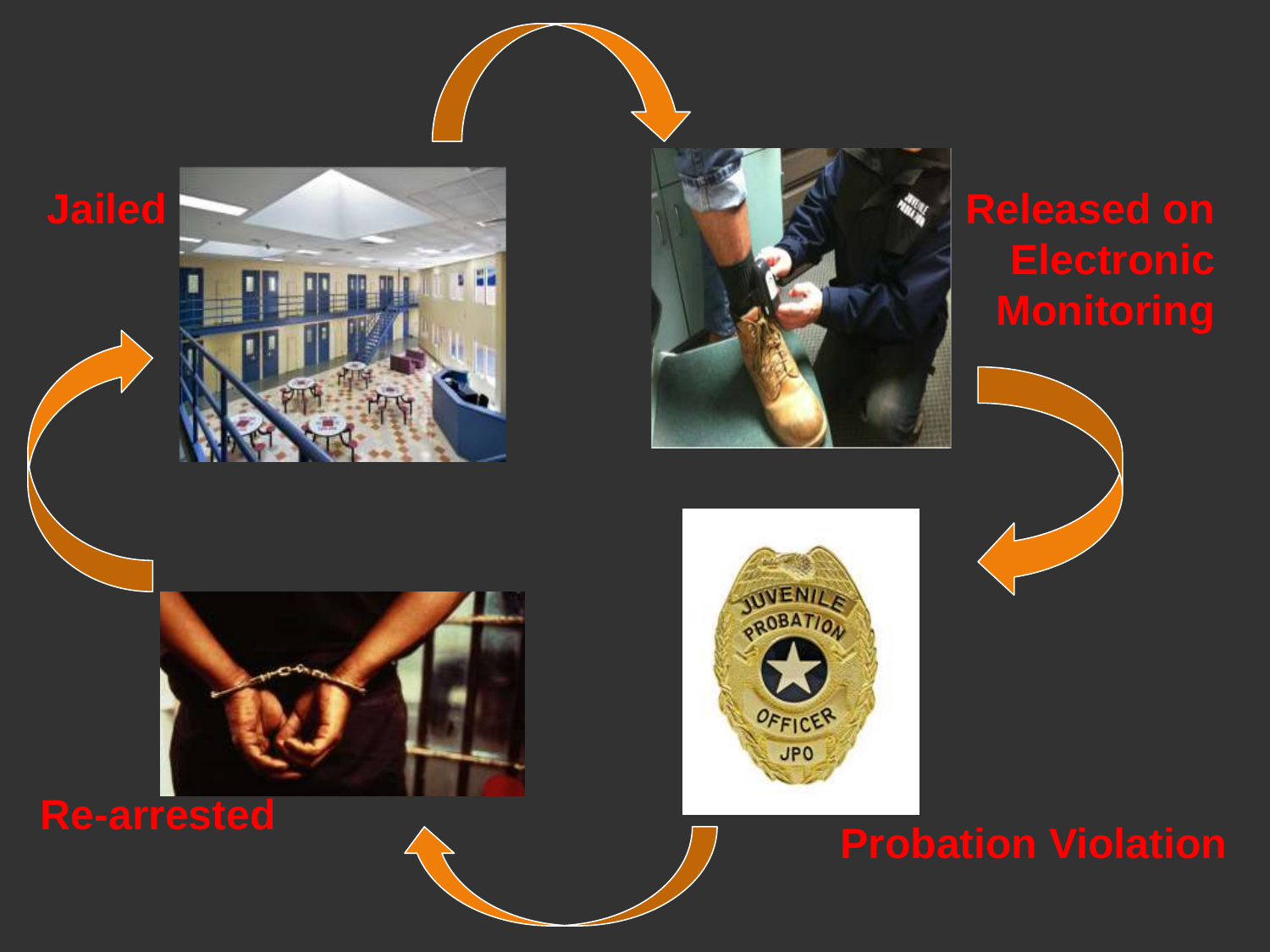Jailed

Released on Electronic Monitoring

Probation Violation

Re-arrested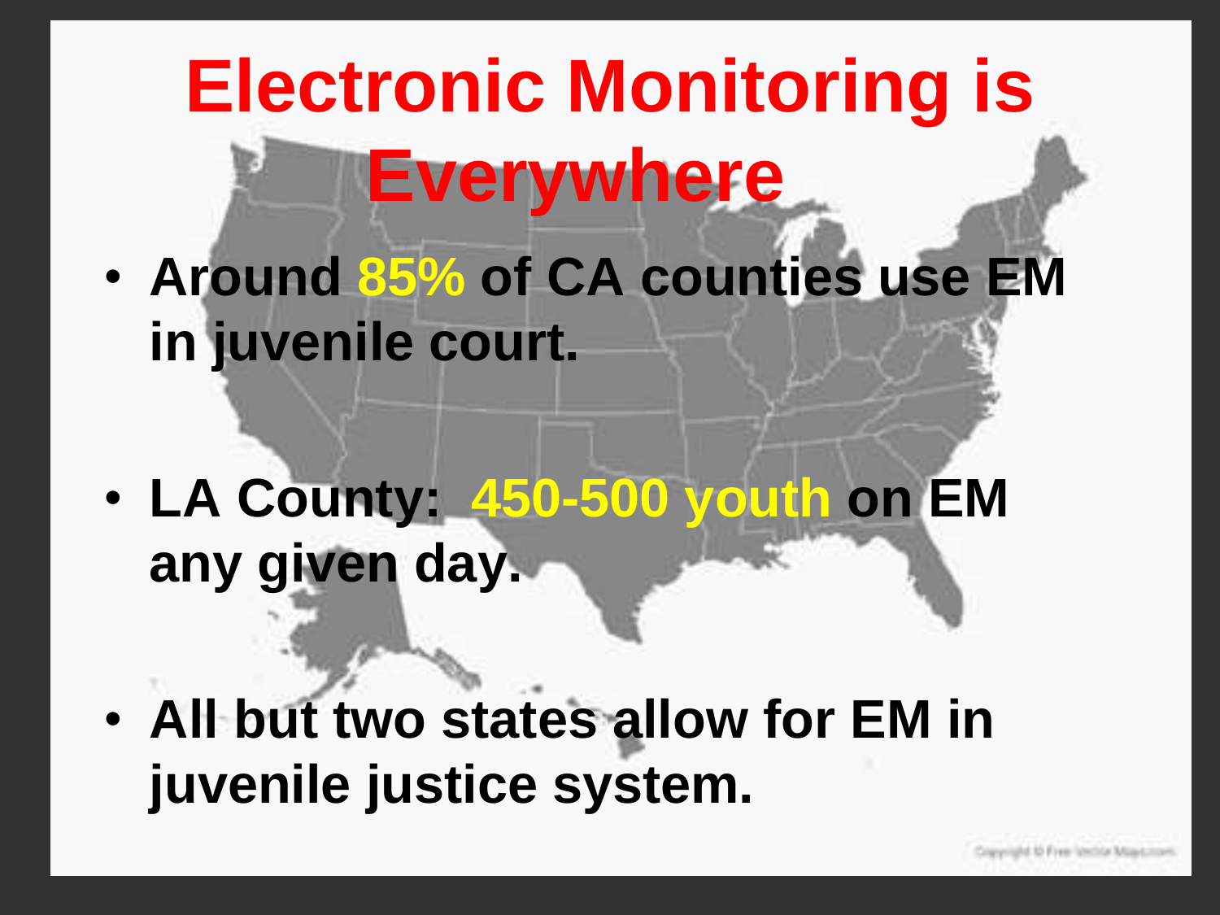# Electronic Monitoring is Everywhere

- **Around 85% of CA counties use EM in juvenile court.**
- **LA County: 450-500 youth on EM any given day.**
- **All but two states allow for EM in juvenile justice system.**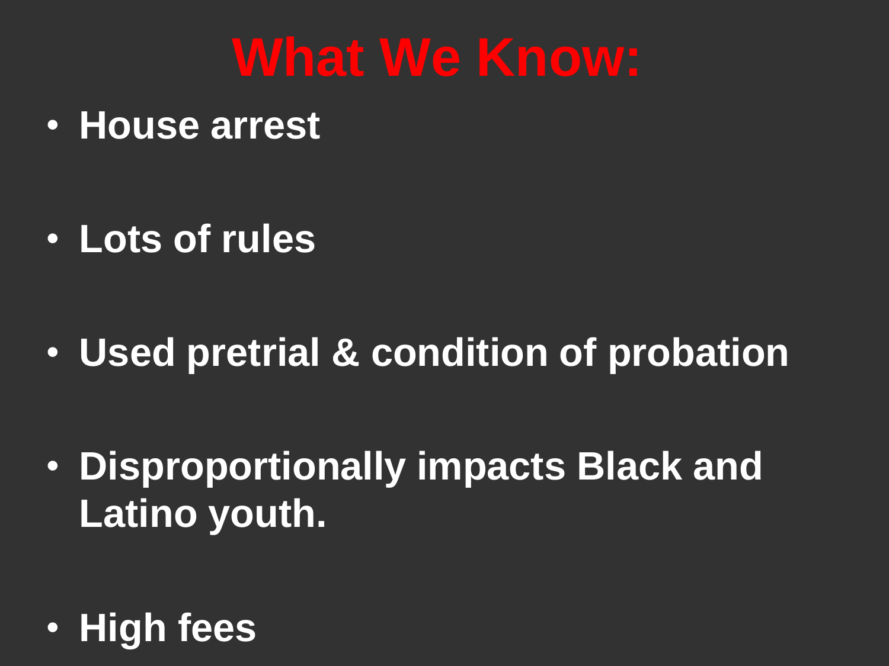# What We Know:

- **House arrest**
- **Lots of rules**
- **Used pretrial & condition of probation**
- **Disproportionally impacts Black and Latino youth.**
- **High fees**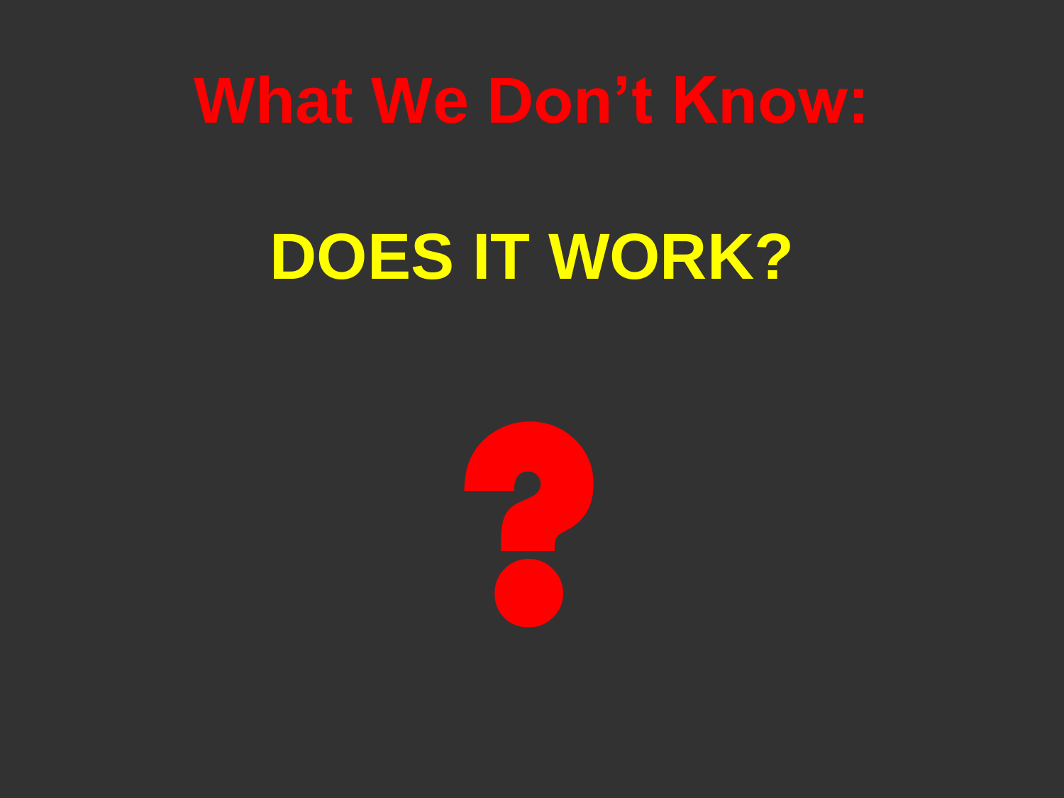# What We Don’t Know:

## DOES IT WORK?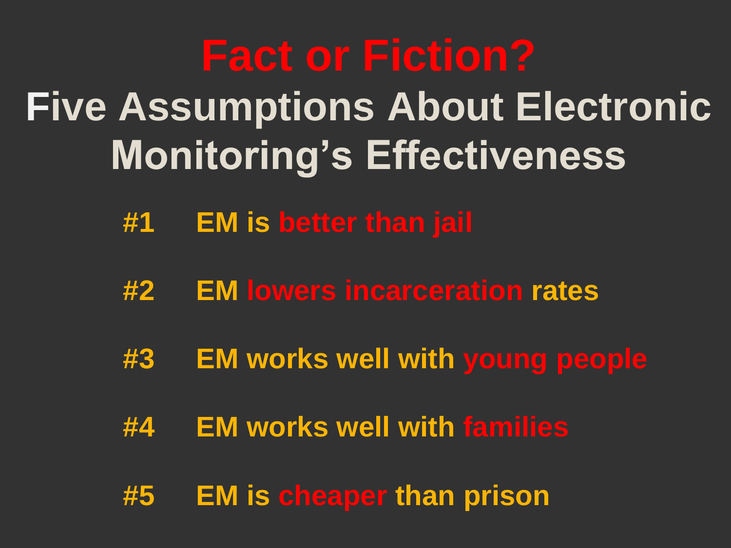# Fact or Fiction?

## Five Assumptions About Electronic Monitoring's Effectiveness

- **#1** EM is better than jail
- **#2** EM lowers incarceration rates
- **#3** EM works well with young people
- **#4** EM works well with families
- **#5** EM is cheaper than prison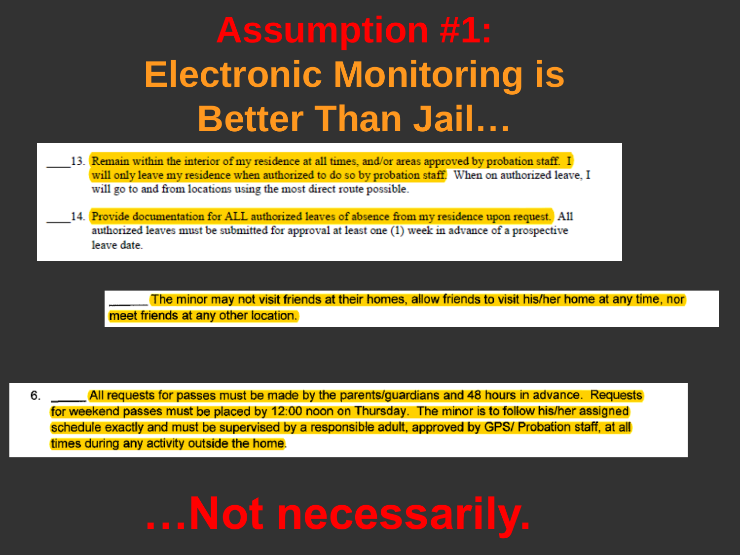# Assumption #1: Electronic Monitoring is Better Than Jail…

____13. Remain within the interior of my residence at all times, and/or areas approved by probation staff. I will only leave my residence when authorized to do so by probation staff. When on authorized leave, I will go to and from locations using the most direct route possible.

____14. Provide documentation for ALL authorized leaves of absence from my residence upon request. All authorized leaves must be submitted for approval at least one (1) week in advance of a prospective leave date.

______ The minor may not visit friends at their homes, allow friends to visit his/her home at any time, nor meet friends at any other location.

6. _____ All requests for passes must be made by the parents/guardians and 48 hours in advance. Requests for weekend passes must be placed by 12:00 noon on Thursday. The minor is to follow his/her assigned schedule exactly and must be supervised by a responsible adult, approved by GPS/ Probation staff, at all times during any activity outside the home.

# …Not necessarily.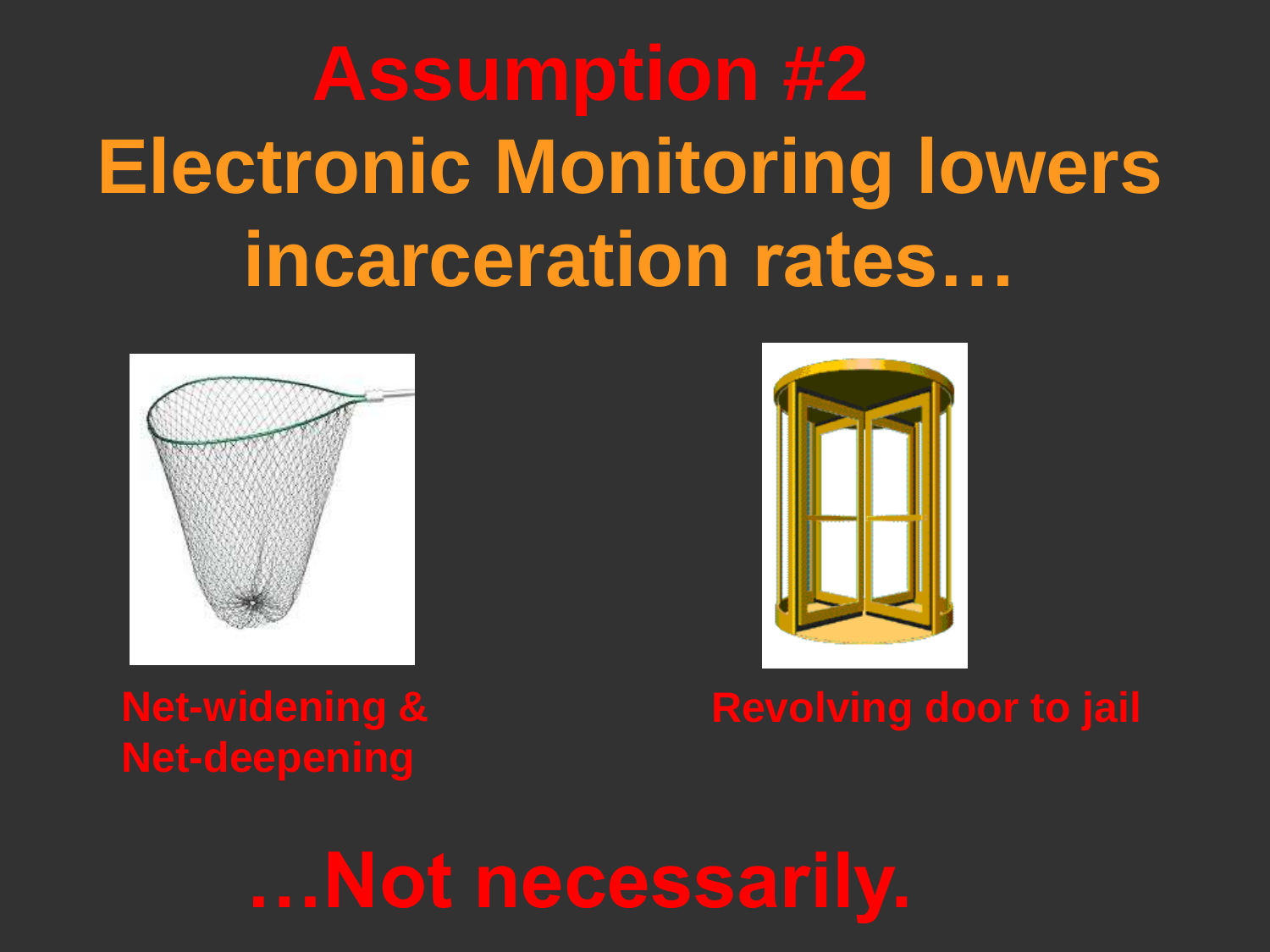# Assumption #2

# Electronic Monitoring lowers incarceration rates…

**Net-widening & Net-deepening**

**Revolving door to jail**

# …Not necessarily.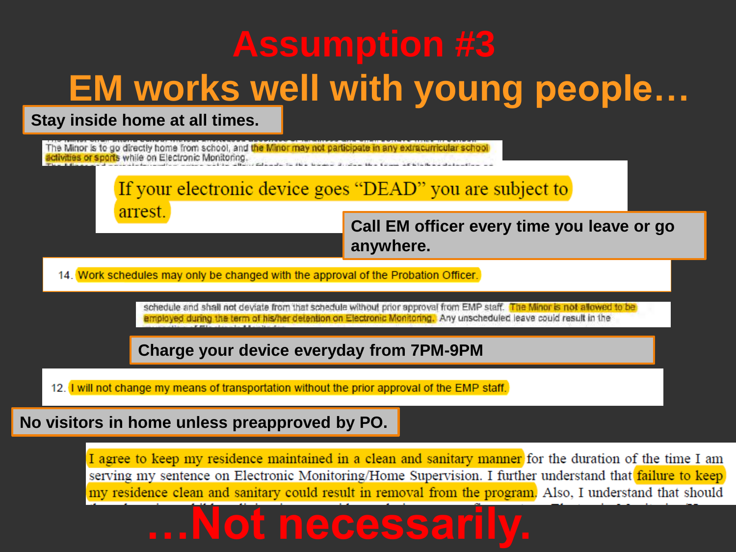# Assumption #3

## EM works well with young people…

**Stay inside home at all times.**

The Minor is to go directly home from school, and the Minor may not participate in any extracurricular school activities or sports while on Electronic Monitoring.

If your electronic device goes "DEAD" you are subject to arrest.

**Call EM officer every time you leave or go anywhere.**

14. Work schedules may only be changed with the approval of the Probation Officer.

schedule and shall not deviate from that schedule without prior approval from EMP staff. The Minor is not allowed to be employed during the term of his/her detention on Electronic Monitoring. Any unscheduled leave could result in the

**Charge your device everyday from 7PM-9PM**

12. I will not change my means of transportation without the prior approval of the EMP staff.

**No visitors in home unless preapproved by PO.**

I agree to keep my residence maintained in a clean and sanitary manner for the duration of the time I am serving my sentence on Electronic Monitoring/Home Supervision. I further understand that failure to keep my residence clean and sanitary could result in removal from the program. Also, I understand that should

# …Not necessarily.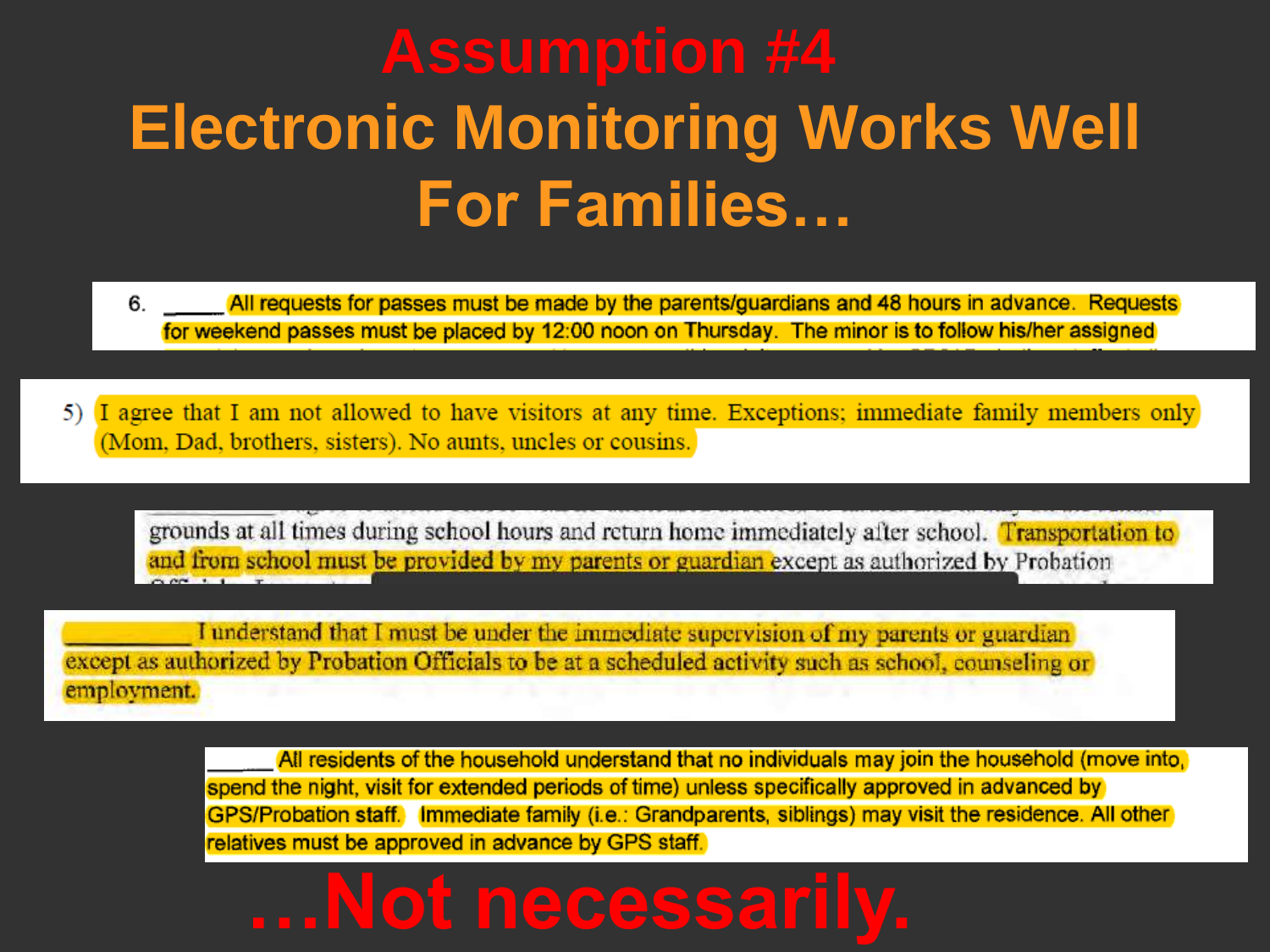# Assumption #4

# Electronic Monitoring Works Well For Families…

6. _____ All requests for passes must be made by the parents/guardians and 48 hours in advance. Requests for weekend passes must be placed by 12:00 noon on Thursday. The minor is to follow his/her assigned

5) I agree that I am not allowed to have visitors at any time. Exceptions; immediate family members only (Mom, Dad, brothers, sisters). No aunts, uncles or cousins.

grounds at all times during school hours and return home immediately after school. Transportation to and from school must be provided by my parents or guardian except as authorized by Probation

__________ I understand that I must be under the immediate supervision of my parents or guardian except as authorized by Probation Officials to be at a scheduled activity such as school, counseling or employment.

_____ All residents of the household understand that no individuals may join the household (move into, spend the night, visit for extended periods of time) unless specifically approved in advanced by GPS/Probation staff. Immediate family (i.e.: Grandparents, siblings) may visit the residence. All other relatives must be approved in advance by GPS staff.

# …Not necessarily.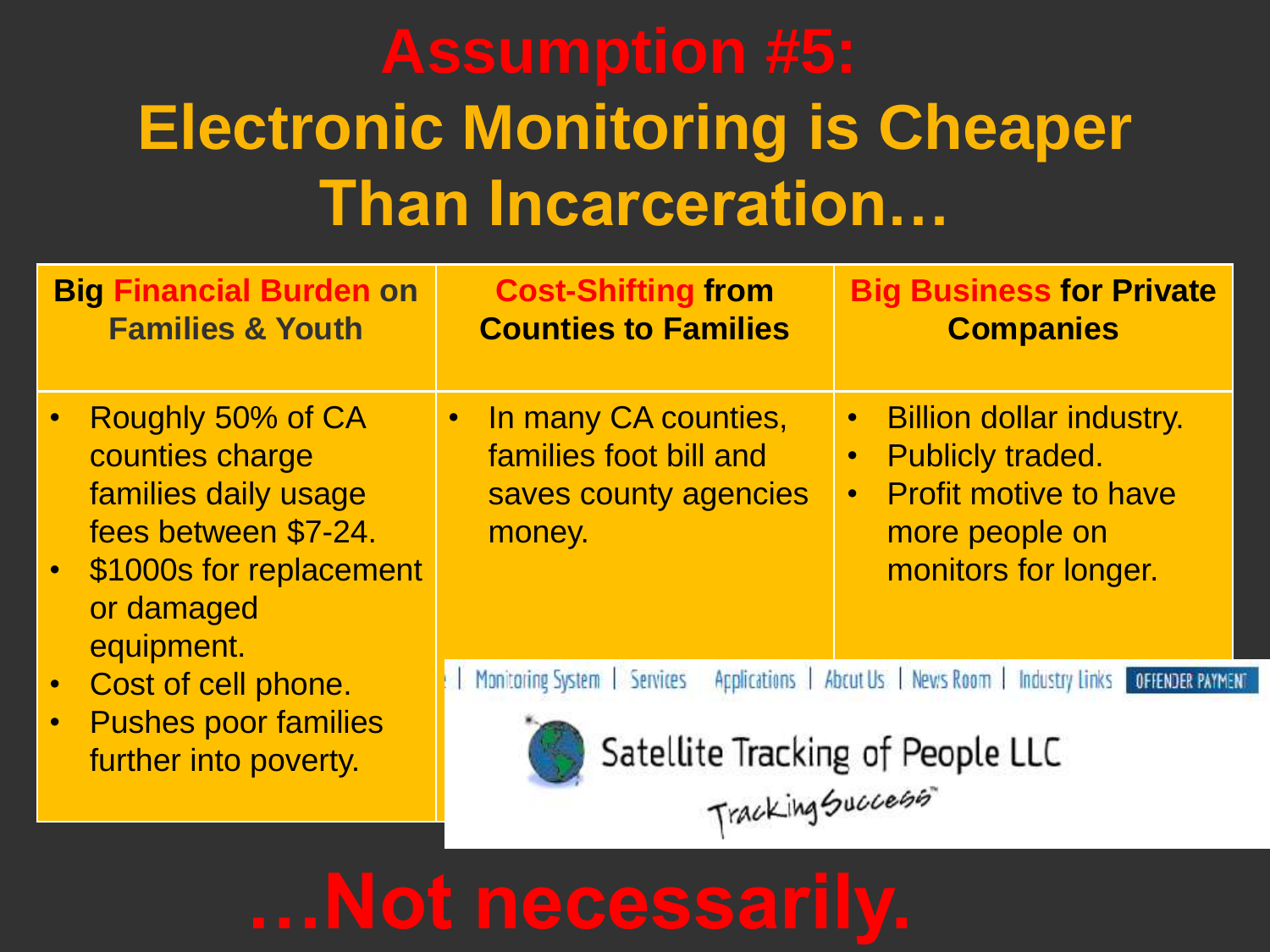# Assumption #5:
# Electronic Monitoring is Cheaper Than Incarceration…

| **Big Financial Burden on Families & Youth** | **Cost-Shifting from Counties to Families** | **Big Business for Private Companies** |
| --- | --- | --- |
| • Roughly 50% of CA counties charge families daily usage fees between $7-24.<br>• $1000s for replacement or damaged equipment.<br>• Cost of cell phone.<br>• Pushes poor families further into poverty. | • In many CA counties, families foot bill and saves county agencies money. | • Billion dollar industry.<br>• Publicly traded.<br>• Profit motive to have more people on monitors for longer. |

| Monitoring System | Services | Applications | About Us | News Room | Industry Links | OFFENDER PAYMENT

Satellite Tracking of People LLC

Tracking Success

# …Not necessarily.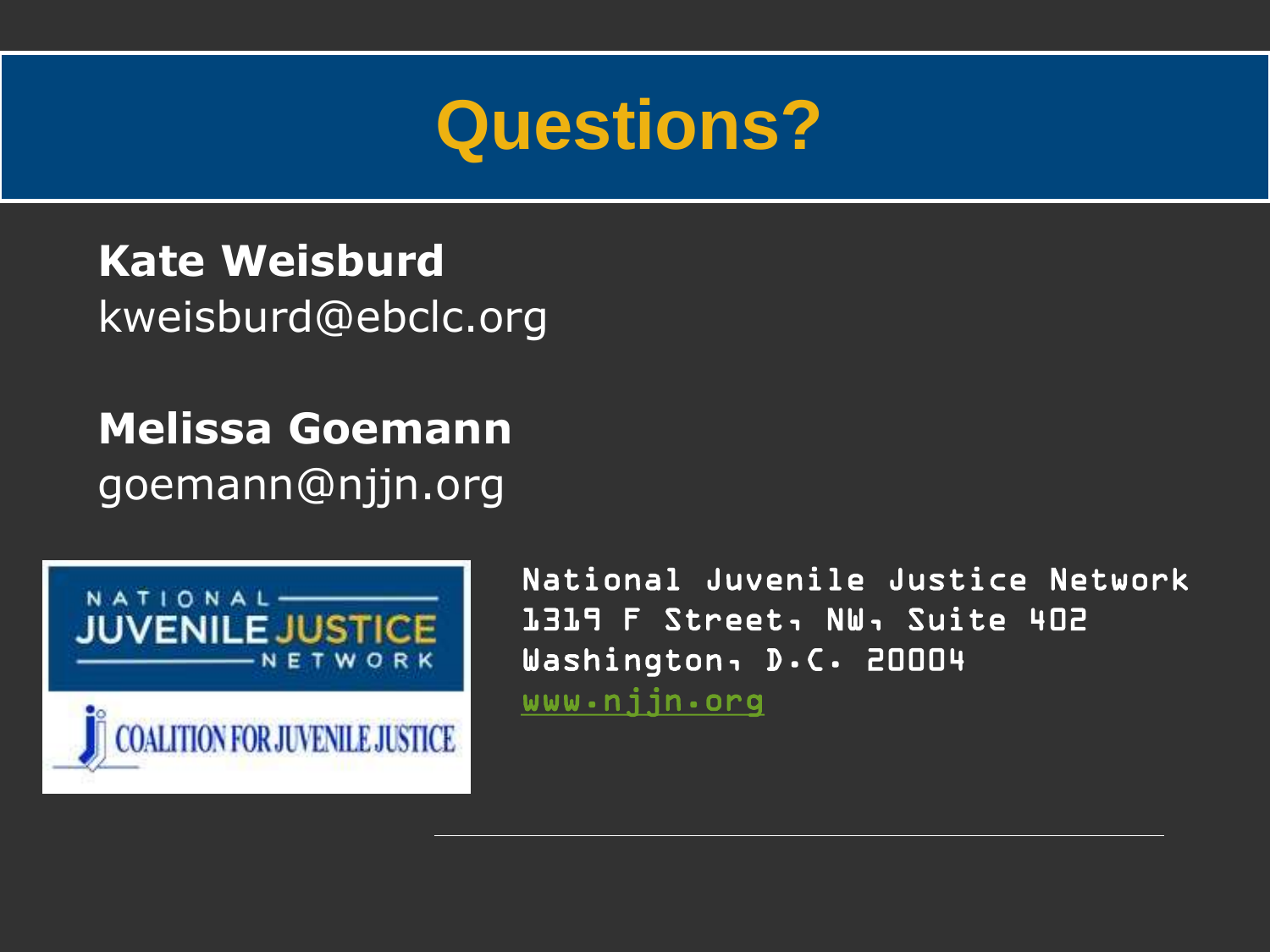# Questions?

**Kate Weisburd**
kweisburd@ebclc.org

**Melissa Goemann**
goemann@njjn.org

National Juvenile Justice Network
1319 F Street, NW, Suite 402
Washington, D.C. 20004
www.njjn.org